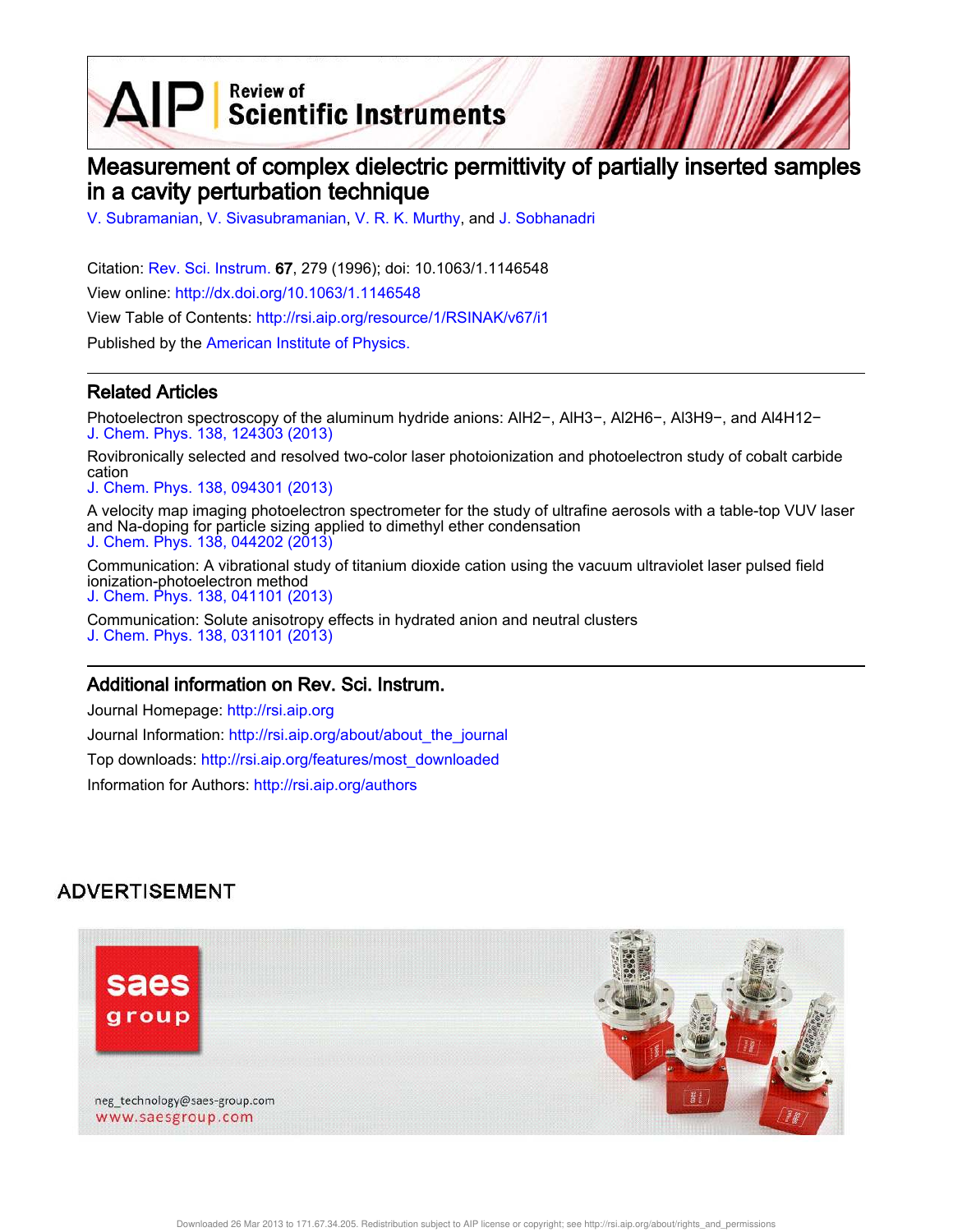# Measurement of complex dielectric permittivity of partially inserted samples in a cavity perturbation technique

V. Subramanian, V. Sivasubramanian, V. R. K. Murthy, and J. Sobhanadri

Citation: Rev. Sci. Instrum. **67**, 279 (1996); doi: 10.1063/1.1146548

View online: http://dx.doi.org/10.1063/1.1146548

View Table of Contents: http://rsi.aip.org/resource/1/RSINAK/v67/i1

Published by the American Institute of Physics.

## Related Articles

Photoelectron spectroscopy of the aluminum hydride anions: $AlH_2^-$, $AlH_3^-$, $Al_2H_6^-$, $Al_3H_9^-$, and $Al_4H_{12}^-$
J. Chem. Phys. 138, 124303 (2013)

Rovibronically selected and resolved two-color laser photoionization and photoelectron study of cobalt carbide cation
J. Chem. Phys. 138, 094301 (2013)

A velocity map imaging photoelectron spectrometer for the study of ultrafine aerosols with a table-top VUV laser and Na-doping for particle sizing applied to dimethyl ether condensation
J. Chem. Phys. 138, 044202 (2013)

Communication: A vibrational study of titanium dioxide cation using the vacuum ultraviolet laser pulsed field ionization-photoelectron method
J. Chem. Phys. 138, 041101 (2013)

Communication: Solute anisotropy effects in hydrated anion and neutral clusters
J. Chem. Phys. 138, 031101 (2013)

## Additional information on Rev. Sci. Instrum.

Journal Homepage: http://rsi.aip.org

Journal Information: http://rsi.aip.org/about/about_the_journal

Top downloads: http://rsi.aip.org/features/most_downloaded

Information for Authors: http://rsi.aip.org/authors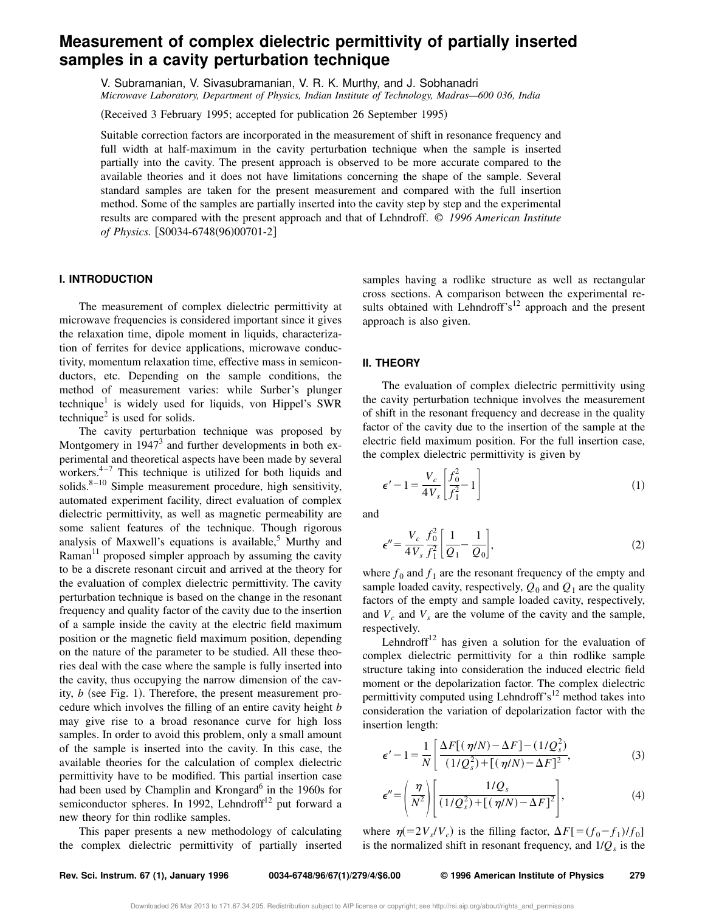# Measurement of complex dielectric permittivity of partially inserted samples in a cavity perturbation technique

V. Subramanian, V. Sivasubramanian, V. R. K. Murthy, and J. Sobhanadri

*Microwave Laboratory, Department of Physics, Indian Institute of Technology, Madras—600 036, India*

(Received 3 February 1995; accepted for publication 26 September 1995)

Suitable correction factors are incorporated in the measurement of shift in resonance frequency and full width at half-maximum in the cavity perturbation technique when the sample is inserted partially into the cavity. The present approach is observed to be more accurate compared to the available theories and it does not have limitations concerning the shape of the sample. Several standard samples are taken for the present measurement and compared with the full insertion method. Some of the samples are partially inserted into the cavity step by step and the experimental results are compared with the present approach and that of Lehndroff. © *1996 American Institute of Physics.* [S0034-6748(96)00701-2]

## I. INTRODUCTION

The measurement of complex dielectric permittivity at microwave frequencies is considered important since it gives the relaxation time, dipole moment in liquids, characterization of ferrites for device applications, microwave conductivity, momentum relaxation time, effective mass in semiconductors, etc. Depending on the sample conditions, the method of measurement varies: while Surber's plunger technique[1] is widely used for liquids, von Hippel's SWR technique[2] is used for solids.

The cavity perturbation technique was proposed by Montgomery in 1947[3] and further developments in both experimental and theoretical aspects have been made by several workers.[4–7] This technique is utilized for both liquids and solids.[8–10] Simple measurement procedure, high sensitivity, automated experiment facility, direct evaluation of complex dielectric permittivity, as well as magnetic permeability are some salient features of the technique. Though rigorous analysis of Maxwell's equations is available,[5] Murthy and Raman[11] proposed simpler approach by assuming the cavity to be a discrete resonant circuit and arrived at the theory for the evaluation of complex dielectric permittivity. The cavity perturbation technique is based on the change in the resonant frequency and quality factor of the cavity due to the insertion of a sample inside the cavity at the electric field maximum position or the magnetic field maximum position, depending on the nature of the parameter to be studied. All these theories deal with the case where the sample is fully inserted into the cavity, thus occupying the narrow dimension of the cavity, $b$ (see Fig. 1). Therefore, the present measurement procedure which involves the filling of an entire cavity height $b$ may give rise to a broad resonance curve for high loss samples. In order to avoid this problem, only a small amount of the sample is inserted into the cavity. In this case, the available theories for the calculation of complex dielectric permittivity have to be modified. This partial insertion case had been used by Champlin and Krongard[6] in the 1960s for semiconductor spheres. In 1992, Lehndroff[12] put forward a new theory for thin rodlike samples.

This paper presents a new methodology of calculating the complex dielectric permittivity of partially inserted samples having a rodlike structure as well as rectangular cross sections. A comparison between the experimental results obtained with Lehndroff's[12] approach and the present approach is also given.

## II. THEORY

The evaluation of complex dielectric permittivity using the cavity perturbation technique involves the measurement of shift in the resonant frequency and decrease in the quality factor of the cavity due to the insertion of the sample at the electric field maximum position. For the full insertion case, the complex dielectric permittivity is given by

$$\epsilon' - 1 = \frac{V_c}{4V_s}\left[\frac{f_0^2}{f_1^2} - 1\right] \tag{1}$$

and

$$\epsilon'' = \frac{V_c}{4V_s}\frac{f_0^2}{f_1^2}\left[\frac{1}{Q_1} - \frac{1}{Q_0}\right], \tag{2}$$

where $f_0$ and $f_1$ are the resonant frequency of the empty and sample loaded cavity, respectively, $Q_0$ and $Q_1$ are the quality factors of the empty and sample loaded cavity, respectively, and $V_c$ and $V_s$ are the volume of the cavity and the sample, respectively.

Lehndroff[12] has given a solution for the evaluation of complex dielectric permittivity for a thin rodlike sample structure taking into consideration the induced electric field moment or the depolarization factor. The complex dielectric permittivity computed using Lehndroff's[12] method takes into consideration the variation of depolarization factor with the insertion length:

$$\epsilon' - 1 = \frac{1}{N}\left[\frac{\Delta F[(\eta/N) - \Delta F] - (1/Q_s^2)}{(1/Q_s^2) + [(\eta/N) - \Delta F]^2}\right], \tag{3}$$

$$\epsilon'' = \left(\frac{\eta}{N^2}\right)\left[\frac{1/Q_s}{(1/Q_s^2) + [(\eta/N) - \Delta F]^2}\right], \tag{4}$$

where $\eta(=2V_s/V_c)$ is the filling factor, $\Delta F[=(f_0 - f_1)/f_0]$ is the normalized shift in resonant frequency, and $1/Q_s$ is the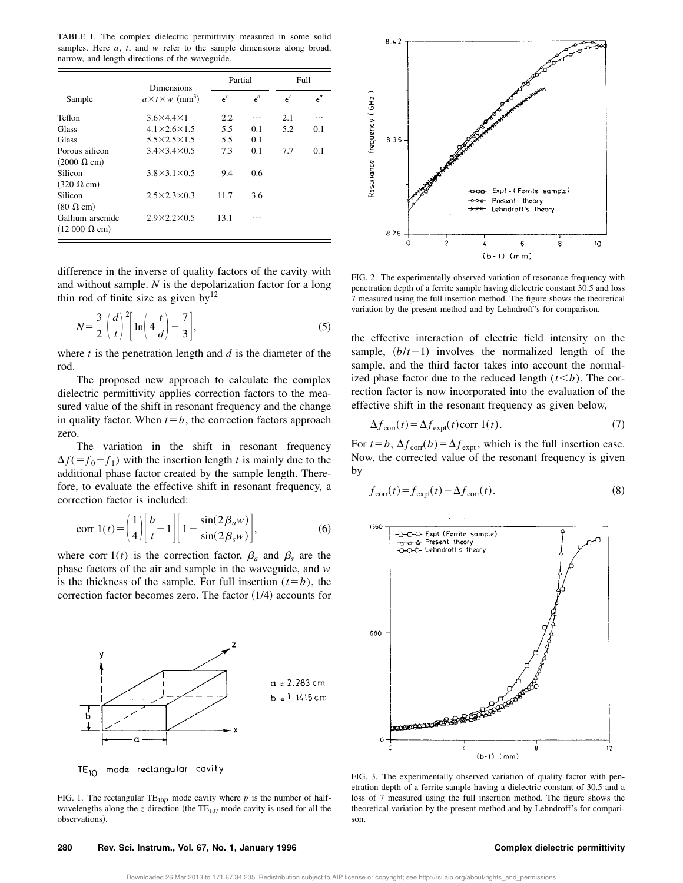TABLE I. The complex dielectric permittivity measured in some solid samples. Here $a$, $t$, and $w$ refer to the sample dimensions along broad, narrow, and length directions of the waveguide.

| Sample | Dimensions $a \times t \times w$ (mm$^3$) | Partial | | Full | |
|---|---|---|---|---|---|
| | | $\epsilon'$ | $\epsilon''$ | $\epsilon'$ | $\epsilon''$ |
| Teflon | $3.6 \times 4.4 \times 1$ | 2.2 | ⋯ | 2.1 | ⋯ |
| Glass | $4.1 \times 2.6 \times 1.5$ | 5.5 | 0.1 | 5.2 | 0.1 |
| Glass | $5.5 \times 2.5 \times 1.5$ | 5.5 | 0.1 | | |
| Porous silicon (2000 Ω cm) | $3.4 \times 3.4 \times 0.5$ | 7.3 | 0.1 | 7.7 | 0.1 |
| Silicon (320 Ω cm) | $3.8 \times 3.1 \times 0.5$ | 9.4 | 0.6 | | |
| Silicon (80 Ω cm) | $2.5 \times 2.3 \times 0.3$ | 11.7 | 3.6 | | |
| Gallium arsenide (12 000 Ω cm) | $2.9 \times 2.2 \times 0.5$ | 13.1 | ⋯ | | |

difference in the inverse of quality factors of the cavity with and without sample. $N$ is the depolarization factor for a long thin rod of finite size as given by[12]

$$N = \frac{3}{2}\left(\frac{d}{t}\right)^2\left[\ln\left(4\frac{t}{d}\right) - \frac{7}{3}\right], \tag{5}$$

where $t$ is the penetration length and $d$ is the diameter of the rod.

The proposed new approach to calculate the complex dielectric permittivity applies correction factors to the measured value of the shift in resonant frequency and the change in quality factor. When $t = b$, the correction factors approach zero.

The variation in the shift in resonant frequency $\Delta f (= f_0 - f_1)$ with the insertion length $t$ is mainly due to the additional phase factor created by the sample length. Therefore, to evaluate the effective shift in resonant frequency, a correction factor is included:

$$\text{corr } 1(t) = \left(\frac{1}{4}\right)\left[\frac{b}{t} - 1\right]\left[1 - \frac{\sin(2\beta_a w)}{\sin(2\beta_s w)}\right], \tag{6}$$

where corr $1(t)$ is the correction factor, $\beta_a$ and $\beta_s$ are the phase factors of the air and sample in the waveguide, and $w$ is the thickness of the sample. For full insertion $(t = b)$, the correction factor becomes zero. The factor (1/4) accounts for the effective interaction of electric field intensity on the sample, $(b/t - 1)$ involves the normalized length of the sample, and the third factor takes into account the normalized phase factor due to the reduced length $(t < b)$. The correction factor is now incorporated into the evaluation of the effective shift in the resonant frequency as given below,

$$\Delta f_{\text{corr}}(t) = \Delta f_{\text{expt}}(t) \text{corr } 1(t). \tag{7}$$

For $t = b$, $\Delta f_{\text{corr}}(b) = \Delta f_{\text{expt}}$, which is the full insertion case. Now, the corrected value of the resonant frequency is given by

$$f_{\text{corr}}(t) = f_{\text{expt}}(t) - \Delta f_{\text{corr}}(t). \tag{8}$$

FIG. 1. The rectangular TE$_{10p}$ mode cavity where $p$ is the number of half-wavelengths along the $z$ direction (the TE$_{107}$ mode cavity is used for all the observations).

FIG. 2. The experimentally observed variation of resonance frequency with penetration depth of a ferrite sample having dielectric constant 30.5 and loss 7 measured using the full insertion method. The figure shows the theoretical variation by the present method and by Lehndroff's for comparison.

FIG. 3. The experimentally observed variation of quality factor with penetration depth of a ferrite sample having a dielectric constant of 30.5 and a loss of 7 measured using the full insertion method. The figure shows the theoretical variation by the present method and by Lehndroff's for comparison.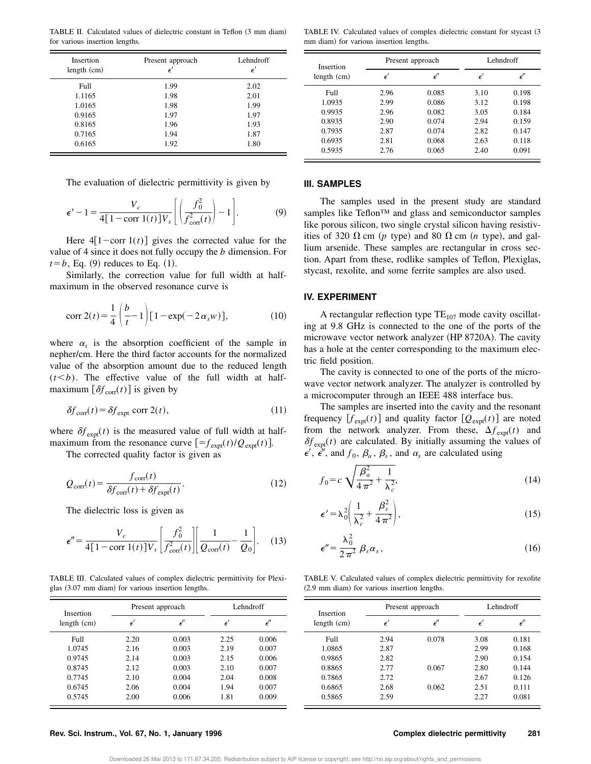TABLE II. Calculated values of dielectric constant in Teflon (3 mm diam) for various insertion lengths.

| Insertion length (cm) | Present approach $\epsilon'$ | Lehndroff $\epsilon'$ |
|---|---|---|
| Full | 1.99 | 2.02 |
| 1.1165 | 1.98 | 2.01 |
| 1.0165 | 1.98 | 1.99 |
| 0.9165 | 1.97 | 1.97 |
| 0.8165 | 1.96 | 1.93 |
| 0.7165 | 1.94 | 1.87 |
| 0.6165 | 1.92 | 1.80 |

The evaluation of dielectric permittivity is given by

$$\epsilon' - 1 = \frac{V_c}{4[1 - \text{corr } 1(t)]V_s}\left[\left(\frac{f_0^2}{f_{\text{corr}}^2(t)}\right) - 1\right]. \tag{9}$$

Here $4[1-\text{corr } 1(t)]$ gives the corrected value for the value of 4 since it does not fully occupy the $b$ dimension. For $t=b$, Eq. (9) reduces to Eq. (1).

Similarly, the correction value for full width at half-maximum in the observed resonance curve is

$$\text{corr } 2(t) = \frac{1}{4}\left(\frac{b}{t} - 1\right)[1 - \exp(-2\alpha_s w)], \tag{10}$$

where $\alpha_s$ is the absorption coefficient of the sample in nepher/cm. Here the third factor accounts for the normalized value of the absorption amount due to the reduced length $(t<b)$. The effective value of the full width at half-maximum $[\delta f_{\text{corr}}(t)]$ is given by

$$\delta f_{\text{corr}}(t) = \delta f_{\text{expt}} \text{ corr } 2(t), \tag{11}$$

where $\delta f_{\text{expt}}(t)$ is the measured value of full width at half-maximum from the resonance curve $[=f_{\text{expt}}(t)/Q_{\text{expt}}(t)]$.

The corrected quality factor is given as

$$Q_{\text{corr}}(t) = \frac{f_{\text{corr}}(t)}{\delta f_{\text{corr}}(t) + \delta f_{\text{expt}}(t)}. \tag{12}$$

The dielectric loss is given as

$$\epsilon'' = \frac{V_c}{4[1 - \text{corr } 1(t)]V_s}\left[\frac{f_0^2}{f_{\text{corr}}^2(t)}\right]\left[\frac{1}{Q_{\text{corr}}(t)} - \frac{1}{Q_0}\right]. \tag{13}$$

TABLE III. Calculated values of complex dielectric permittivity for Plexiglas (3.07 mm diam) for various insertion lengths.

| Insertion length (cm) | Present approach | | Lehndroff | |
|---|---|---|---|---|
| | $\epsilon'$ | $\epsilon''$ | $\epsilon'$ | $\epsilon''$ |
| Full | 2.20 | 0.003 | 2.25 | 0.006 |
| 1.0745 | 2.16 | 0.003 | 2.19 | 0.007 |
| 0.9745 | 2.14 | 0.003 | 2.15 | 0.006 |
| 0.8745 | 2.12 | 0.003 | 2.10 | 0.007 |
| 0.7745 | 2.10 | 0.004 | 2.04 | 0.008 |
| 0.6745 | 2.06 | 0.004 | 1.94 | 0.007 |
| 0.5745 | 2.00 | 0.006 | 1.81 | 0.009 |

TABLE IV. Calculated values of complex dielectric constant for stycast (3 mm diam) for various insertion lengths.

| Insertion length (cm) | Present approach | | Lehndroff | |
|---|---|---|---|---|
| | $\epsilon'$ | $\epsilon''$ | $\epsilon'$ | $\epsilon''$ |
| Full | 2.96 | 0.085 | 3.10 | 0.198 |
| 1.0935 | 2.99 | 0.086 | 3.12 | 0.198 |
| 0.9935 | 2.96 | 0.082 | 3.05 | 0.184 |
| 0.8935 | 2.90 | 0.074 | 2.94 | 0.159 |
| 0.7935 | 2.87 | 0.074 | 2.82 | 0.147 |
| 0.6935 | 2.81 | 0.068 | 2.63 | 0.118 |
| 0.5935 | 2.76 | 0.065 | 2.40 | 0.091 |

## III. SAMPLES

The samples used in the present study are standard samples like Teflon™ and glass and semiconductor samples like porous silicon, two single crystal silicon having resistivities of 320 Ω cm ($p$ type) and 80 Ω cm ($n$ type), and gallium arsenide. These samples are rectangular in cross section. Apart from these, rodlike samples of Teflon, Plexiglas, stycast, rexolite, and some ferrite samples are also used.

## IV. EXPERIMENT

A rectangular reflection type $TE_{107}$ mode cavity oscillating at 9.8 GHz is connected to the one of the ports of the microwave vector network analyzer (HP 8720A). The cavity has a hole at the center corresponding to the maximum electric field position.

The cavity is connected to one of the ports of the microwave vector network analyzer. The analyzer is controlled by a microcomputer through an IEEE 488 interface bus.

The samples are inserted into the cavity and the resonant frequency $[f_{\text{expt}}(t)]$ and quality factor $[Q_{\text{expt}}(t)]$ are noted from the network analyzer. From these, $\Delta f_{\text{expt}}(t)$ and $\delta f_{\text{expt}}(t)$ are calculated. By initially assuming the values of $\epsilon'$, $\epsilon''$, and $f_0$, $\beta_a$, $\beta_s$, and $\alpha_s$ are calculated using

$$f_0 = c\sqrt{\frac{\beta_a^2}{4\pi^2} + \frac{1}{\lambda_c^2}}, \tag{14}$$

$$\epsilon' = \lambda_0^2\left(\frac{1}{\lambda_c^2} + \frac{\beta_s^2}{4\pi^2}\right), \tag{15}$$

$$\epsilon'' = \frac{\lambda_0^2}{2\pi^2}\beta_s\alpha_s, \tag{16}$$

TABLE V. Calculated values of complex dielectric permittivity for rexolite (2.9 mm diam) for various insertion lengths.

| Insertion length (cm) | Present approach | | Lehndroff | |
|---|---|---|---|---|
| | $\epsilon'$ | $\epsilon''$ | $\epsilon'$ | $\epsilon''$ |
| Full | 2.94 | 0.078 | 3.08 | 0.181 |
| 1.0865 | 2.87 | | 2.99 | 0.168 |
| 0.9865 | 2.82 | | 2.90 | 0.154 |
| 0.8865 | 2.77 | 0.067 | 2.80 | 0.144 |
| 0.7865 | 2.72 | | 2.67 | 0.126 |
| 0.6865 | 2.68 | 0.062 | 2.51 | 0.111 |
| 0.5865 | 2.59 | | 2.27 | 0.081 |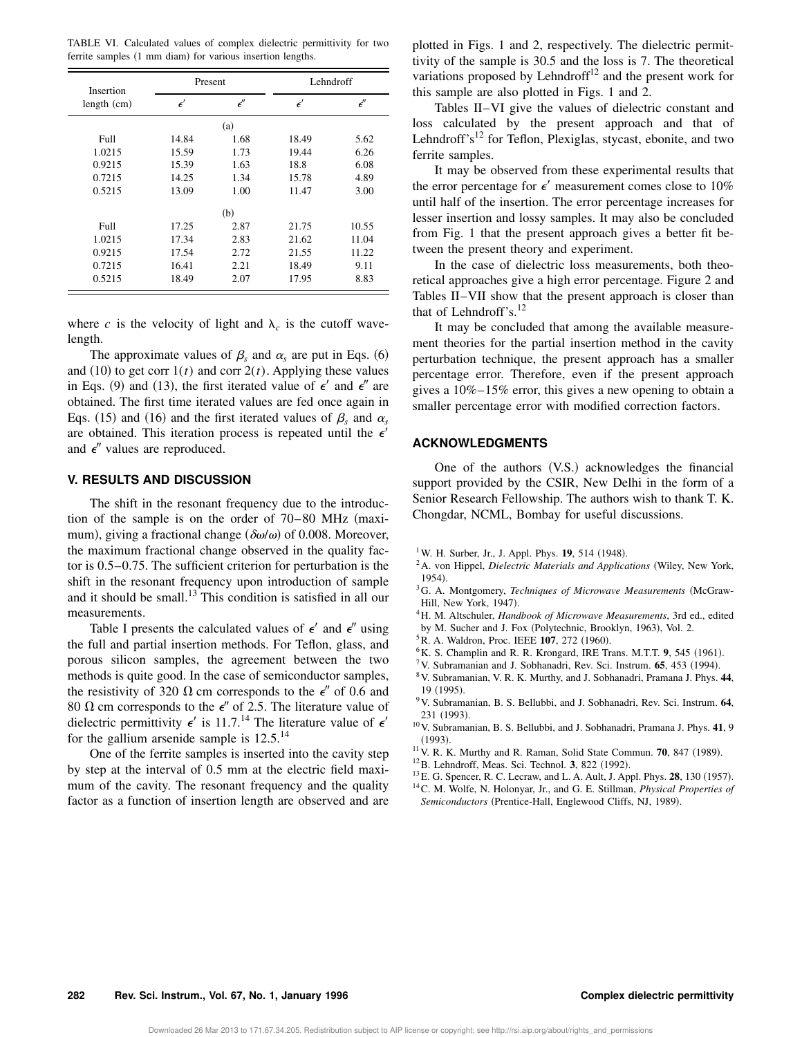TABLE VI. Calculated values of complex dielectric permittivity for two ferrite samples (1 mm diam) for various insertion lengths.

| Insertion length (cm) | Present | | Lehndroff | |
|---|---|---|---|---|
| | $\epsilon'$ | $\epsilon''$ | $\epsilon'$ | $\epsilon''$ |
| | | (a) | | |
| Full | 14.84 | 1.68 | 18.49 | 5.62 |
| 1.0215 | 15.59 | 1.73 | 19.44 | 6.26 |
| 0.9215 | 15.39 | 1.63 | 18.8 | 6.08 |
| 0.7215 | 14.25 | 1.34 | 15.78 | 4.89 |
| 0.5215 | 13.09 | 1.00 | 11.47 | 3.00 |
| | | (b) | | |
| Full | 17.25 | 2.87 | 21.75 | 10.55 |
| 1.0215 | 17.34 | 2.83 | 21.62 | 11.04 |
| 0.9215 | 17.54 | 2.72 | 21.55 | 11.22 |
| 0.7215 | 16.41 | 2.21 | 18.49 | 9.11 |
| 0.5215 | 18.49 | 2.07 | 17.95 | 8.83 |

where $c$ is the velocity of light and $\lambda_c$ is the cutoff wavelength.

The approximate values of $\beta_s$ and $\alpha_s$ are put in Eqs. (6) and (10) to get corr $1(t)$ and corr $2(t)$. Applying these values in Eqs. (9) and (13), the first iterated value of $\epsilon'$ and $\epsilon''$ are obtained. The first time iterated values are fed once again in Eqs. (15) and (16) and the first iterated values of $\beta_s$ and $\alpha_s$ are obtained. This iteration process is repeated until the $\epsilon'$ and $\epsilon''$ values are reproduced.

## V. RESULTS AND DISCUSSION

The shift in the resonant frequency due to the introduction of the sample is on the order of 70–80 MHz (maximum), giving a fractional change $(\delta\omega/\omega)$ of 0.008. Moreover, the maximum fractional change observed in the quality factor is 0.5–0.75. The sufficient criterion for perturbation is the shift in the resonant frequency upon introduction of sample and it should be small.[13] This condition is satisfied in all our measurements.

Table I presents the calculated values of $\epsilon'$ and $\epsilon''$ using the full and partial insertion methods. For Teflon, glass, and porous silicon samples, the agreement between the two methods is quite good. In the case of semiconductor samples, the resistivity of 320 $\Omega$ cm corresponds to the $\epsilon''$ of 0.6 and 80 $\Omega$ cm corresponds to the $\epsilon''$ of 2.5. The literature value of dielectric permittivity $\epsilon'$ is 11.7.[14] The literature value of $\epsilon'$ for the gallium arsenide sample is 12.5.[14]

One of the ferrite samples is inserted into the cavity step by step at the interval of 0.5 mm at the electric field maximum of the cavity. The resonant frequency and the quality factor as a function of insertion length are observed and are plotted in Figs. 1 and 2, respectively. The dielectric permittivity of the sample is 30.5 and the loss is 7. The theoretical variations proposed by Lehndroff[12] and the present work for this sample are also plotted in Figs. 1 and 2.

Tables II–VI give the values of dielectric constant and loss calculated by the present approach and that of Lehndroff's[12] for Teflon, Plexiglas, stycast, ebonite, and two ferrite samples.

It may be observed from these experimental results that the error percentage for $\epsilon'$ measurement comes close to 10% until half of the insertion. The error percentage increases for lesser insertion and lossy samples. It may also be concluded from Fig. 1 that the present approach gives a better fit between the present theory and experiment.

In the case of dielectric loss measurements, both theoretical approaches give a high error percentage. Figure 2 and Tables II–VII show that the present approach is closer than that of Lehndroff's.[12]

It may be concluded that among the available measurement theories for the partial insertion method in the cavity perturbation technique, the present approach has a smaller percentage error. Therefore, even if the present approach gives a 10%–15% error, this gives a new opening to obtain a smaller percentage error with modified correction factors.

## ACKNOWLEDGMENTS

One of the authors (V.S.) acknowledges the financial support provided by the CSIR, New Delhi in the form of a Senior Research Fellowship. The authors wish to thank T. K. Chongdar, NCML, Bombay for useful discussions.

[1] W. H. Surber, Jr., J. Appl. Phys. **19**, 514 (1948).
[2] A. von Hippel, *Dielectric Materials and Applications* (Wiley, New York, 1954).
[3] G. A. Montgomery, *Techniques of Microwave Measurements* (McGraw-Hill, New York, 1947).
[4] H. M. Altschuler, *Handbook of Microwave Measurements*, 3rd ed., edited by M. Sucher and J. Fox (Polytechnic, Brooklyn, 1963), Vol. 2.
[5] R. A. Waldron, Proc. IEEE **107**, 272 (1960).
[6] K. S. Champlin and R. R. Krongard, IRE Trans. M.T.T. **9**, 545 (1961).
[7] V. Subramanian and J. Sobhanadri, Rev. Sci. Instrum. **65**, 453 (1994).
[8] V. Subramanian, V. R. K. Murthy, and J. Sobhanadri, Pramana J. Phys. **44**, 19 (1995).
[9] V. Subramanian, B. S. Bellubbi, and J. Sobhanadri, Rev. Sci. Instrum. **64**, 231 (1993).
[10] V. Subramanian, B. S. Bellubbi, and J. Sobhanadri, Pramana J. Phys. **41**, 9 (1993).
[11] V. R. K. Murthy and R. Raman, Solid State Commun. **70**, 847 (1989).
[12] B. Lehndroff, Meas. Sci. Technol. **3**, 822 (1992).
[13] E. G. Spencer, R. C. Lecraw, and L. A. Ault, J. Appl. Phys. **28**, 130 (1957).
[14] C. M. Wolfe, N. Holonyar, Jr., and G. E. Stillman, *Physical Properties of Semiconductors* (Prentice-Hall, Englewood Cliffs, NJ, 1989).